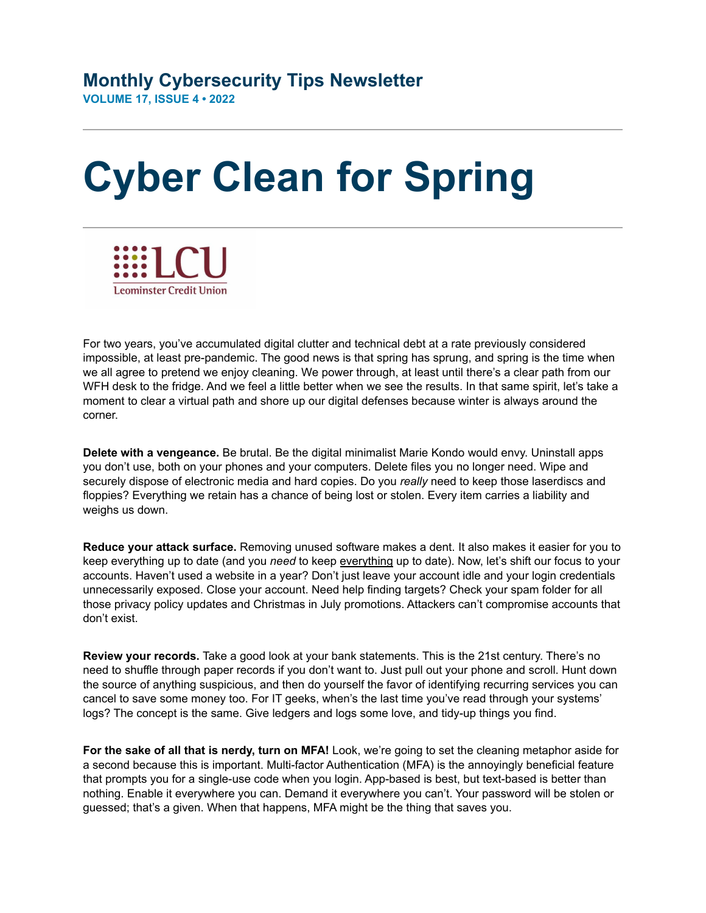## Monthly Cybersecurity Tips Newsletter

**VOLUME 17, ISSUE 4 • 2022**

---

# Cyber Clean for Spring

---

LCU
Leominster Credit Union

For two years, you've accumulated digital clutter and technical debt at a rate previously considered impossible, at least pre-pandemic. The good news is that spring has sprung, and spring is the time when we all agree to pretend we enjoy cleaning. We power through, at least until there's a clear path from our WFH desk to the fridge. And we feel a little better when we see the results. In that same spirit, let's take a moment to clear a virtual path and shore up our digital defenses because winter is always around the corner.

**Delete with a vengeance.** Be brutal. Be the digital minimalist Marie Kondo would envy. Uninstall apps you don't use, both on your phones and your computers. Delete files you no longer need. Wipe and securely dispose of electronic media and hard copies. Do you *really* need to keep those laserdiscs and floppies? Everything we retain has a chance of being lost or stolen. Every item carries a liability and weighs us down.

**Reduce your attack surface.** Removing unused software makes a dent. It also makes it easier for you to keep everything up to date (and you *need* to keep everything up to date). Now, let's shift our focus to your accounts. Haven't used a website in a year? Don't just leave your account idle and your login credentials unnecessarily exposed. Close your account. Need help finding targets? Check your spam folder for all those privacy policy updates and Christmas in July promotions. Attackers can't compromise accounts that don't exist.

**Review your records.** Take a good look at your bank statements. This is the 21st century. There's no need to shuffle through paper records if you don't want to. Just pull out your phone and scroll. Hunt down the source of anything suspicious, and then do yourself the favor of identifying recurring services you can cancel to save some money too. For IT geeks, when's the last time you've read through your systems' logs? The concept is the same. Give ledgers and logs some love, and tidy-up things you find.

**For the sake of all that is nerdy, turn on MFA!** Look, we're going to set the cleaning metaphor aside for a second because this is important. Multi-factor Authentication (MFA) is the annoyingly beneficial feature that prompts you for a single-use code when you login. App-based is best, but text-based is better than nothing. Enable it everywhere you can. Demand it everywhere you can't. Your password will be stolen or guessed; that's a given. When that happens, MFA might be the thing that saves you.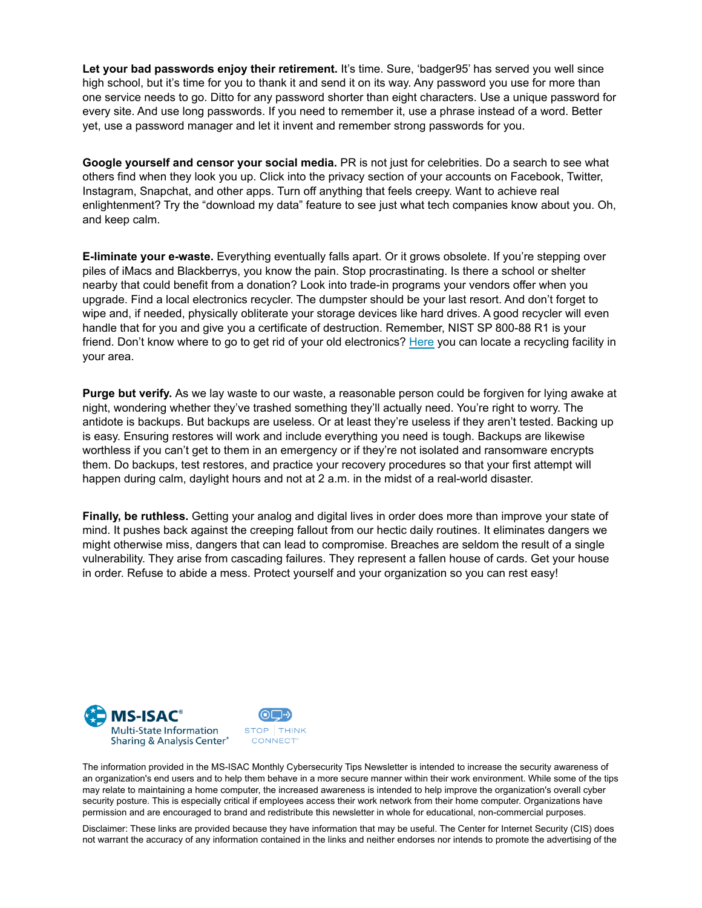**Let your bad passwords enjoy their retirement.** It's time. Sure, 'badger95' has served you well since high school, but it's time for you to thank it and send it on its way. Any password you use for more than one service needs to go. Ditto for any password shorter than eight characters. Use a unique password for every site. And use long passwords. If you need to remember it, use a phrase instead of a word. Better yet, use a password manager and let it invent and remember strong passwords for you.

**Google yourself and censor your social media.** PR is not just for celebrities. Do a search to see what others find when they look you up. Click into the privacy section of your accounts on Facebook, Twitter, Instagram, Snapchat, and other apps. Turn off anything that feels creepy. Want to achieve real enlightenment? Try the "download my data" feature to see just what tech companies know about you. Oh, and keep calm.

**E-liminate your e-waste.** Everything eventually falls apart. Or it grows obsolete. If you're stepping over piles of iMacs and Blackberrys, you know the pain. Stop procrastinating. Is there a school or shelter nearby that could benefit from a donation? Look into trade-in programs your vendors offer when you upgrade. Find a local electronics recycler. The dumpster should be your last resort. And don't forget to wipe and, if needed, physically obliterate your storage devices like hard drives. A good recycler will even handle that for you and give you a certificate of destruction. Remember, NIST SP 800-88 R1 is your friend. Don't know where to go to get rid of your old electronics? Here you can locate a recycling facility in your area.

**Purge but verify.** As we lay waste to our waste, a reasonable person could be forgiven for lying awake at night, wondering whether they've trashed something they'll actually need. You're right to worry. The antidote is backups. But backups are useless. Or at least they're useless if they aren't tested. Backing up is easy. Ensuring restores will work and include everything you need is tough. Backups are likewise worthless if you can't get to them in an emergency or if they're not isolated and ransomware encrypts them. Do backups, test restores, and practice your recovery procedures so that your first attempt will happen during calm, daylight hours and not at 2 a.m. in the midst of a real-world disaster.

**Finally, be ruthless.** Getting your analog and digital lives in order does more than improve your state of mind. It pushes back against the creeping fallout from our hectic daily routines. It eliminates dangers we might otherwise miss, dangers that can lead to compromise. Breaches are seldom the result of a single vulnerability. They arise from cascading failures. They represent a fallen house of cards. Get your house in order. Refuse to abide a mess. Protect yourself and your organization so you can rest easy!

MS-ISAC® Multi-State Information Sharing & Analysis Center®

STOP | THINK CONNECT™

The information provided in the MS-ISAC Monthly Cybersecurity Tips Newsletter is intended to increase the security awareness of an organization's end users and to help them behave in a more secure manner within their work environment. While some of the tips may relate to maintaining a home computer, the increased awareness is intended to help improve the organization's overall cyber security posture. This is especially critical if employees access their work network from their home computer. Organizations have permission and are encouraged to brand and redistribute this newsletter in whole for educational, non-commercial purposes.

Disclaimer: These links are provided because they have information that may be useful. The Center for Internet Security (CIS) does not warrant the accuracy of any information contained in the links and neither endorses nor intends to promote the advertising of the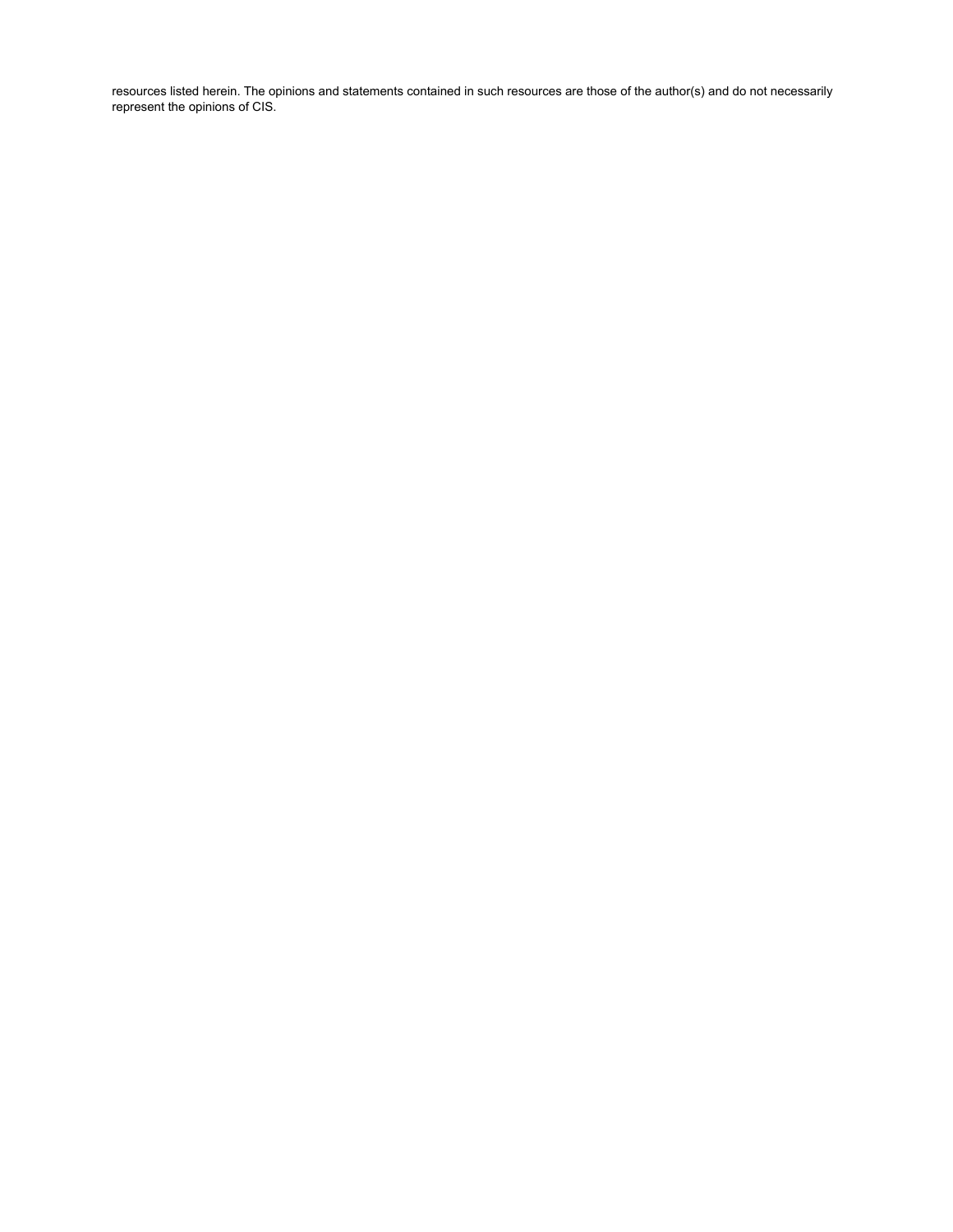resources listed herein. The opinions and statements contained in such resources are those of the author(s) and do not necessarily represent the opinions of CIS.